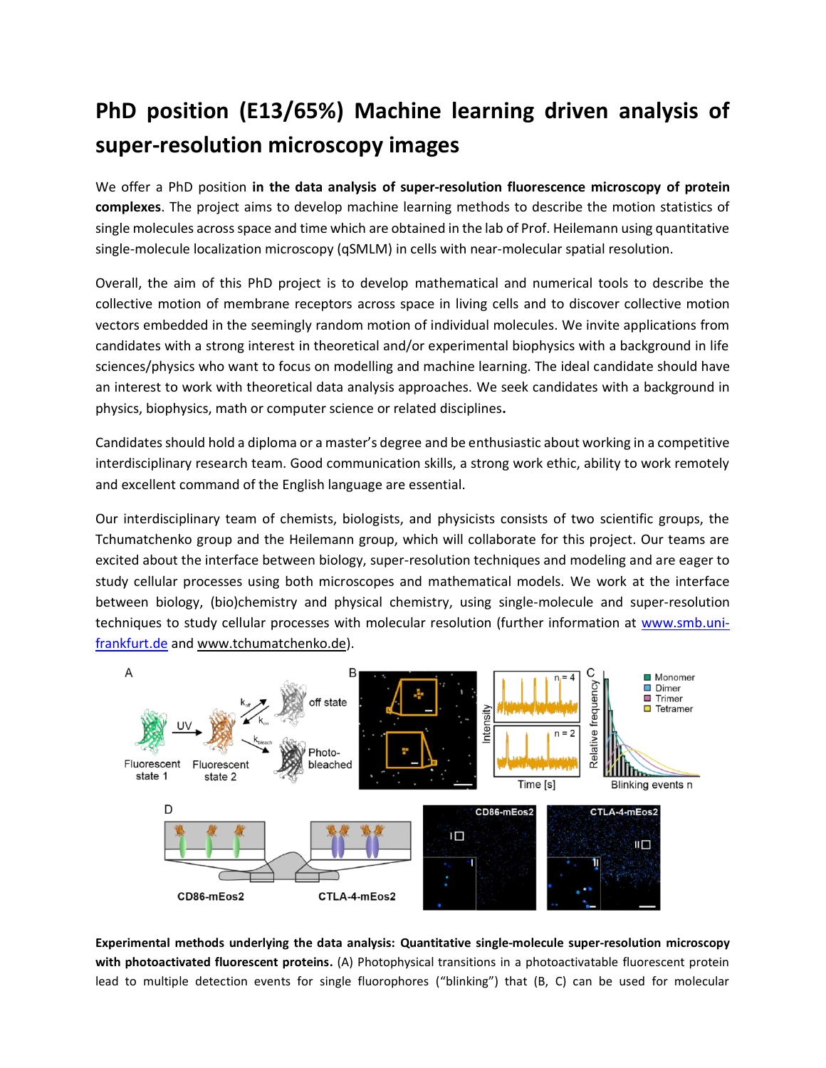# PhD position (E13/65%) Machine learning driven analysis of super-resolution microscopy images

We offer a PhD position **in the data analysis of super-resolution fluorescence microscopy of protein complexes**. The project aims to develop machine learning methods to describe the motion statistics of single molecules across space and time which are obtained in the lab of Prof. Heilemann using quantitative single-molecule localization microscopy (qSMLM) in cells with near-molecular spatial resolution.

Overall, the aim of this PhD project is to develop mathematical and numerical tools to describe the collective motion of membrane receptors across space in living cells and to discover collective motion vectors embedded in the seemingly random motion of individual molecules. We invite applications from candidates with a strong interest in theoretical and/or experimental biophysics with a background in life sciences/physics who want to focus on modelling and machine learning. The ideal candidate should have an interest to work with theoretical data analysis approaches. We seek candidates with a background in physics, biophysics, math or computer science or related disciplines**.**

Candidates should hold a diploma or a master's degree and be enthusiastic about working in a competitive interdisciplinary research team. Good communication skills, a strong work ethic, ability to work remotely and excellent command of the English language are essential.

Our interdisciplinary team of chemists, biologists, and physicists consists of two scientific groups, the Tchumatchenko group and the Heilemann group, which will collaborate for this project. Our teams are excited about the interface between biology, super-resolution techniques and modeling and are eager to study cellular processes using both microscopes and mathematical models. We work at the interface between biology, (bio)chemistry and physical chemistry, using single-molecule and super-resolution techniques to study cellular processes with molecular resolution (further information at www.smb.uni-frankfurt.de and www.tchumatchenko.de).

**Experimental methods underlying the data analysis: Quantitative single-molecule super-resolution microscopy with photoactivated fluorescent proteins.** (A) Photophysical transitions in a photoactivatable fluorescent protein lead to multiple detection events for single fluorophores ("blinking") that (B, C) can be used for molecular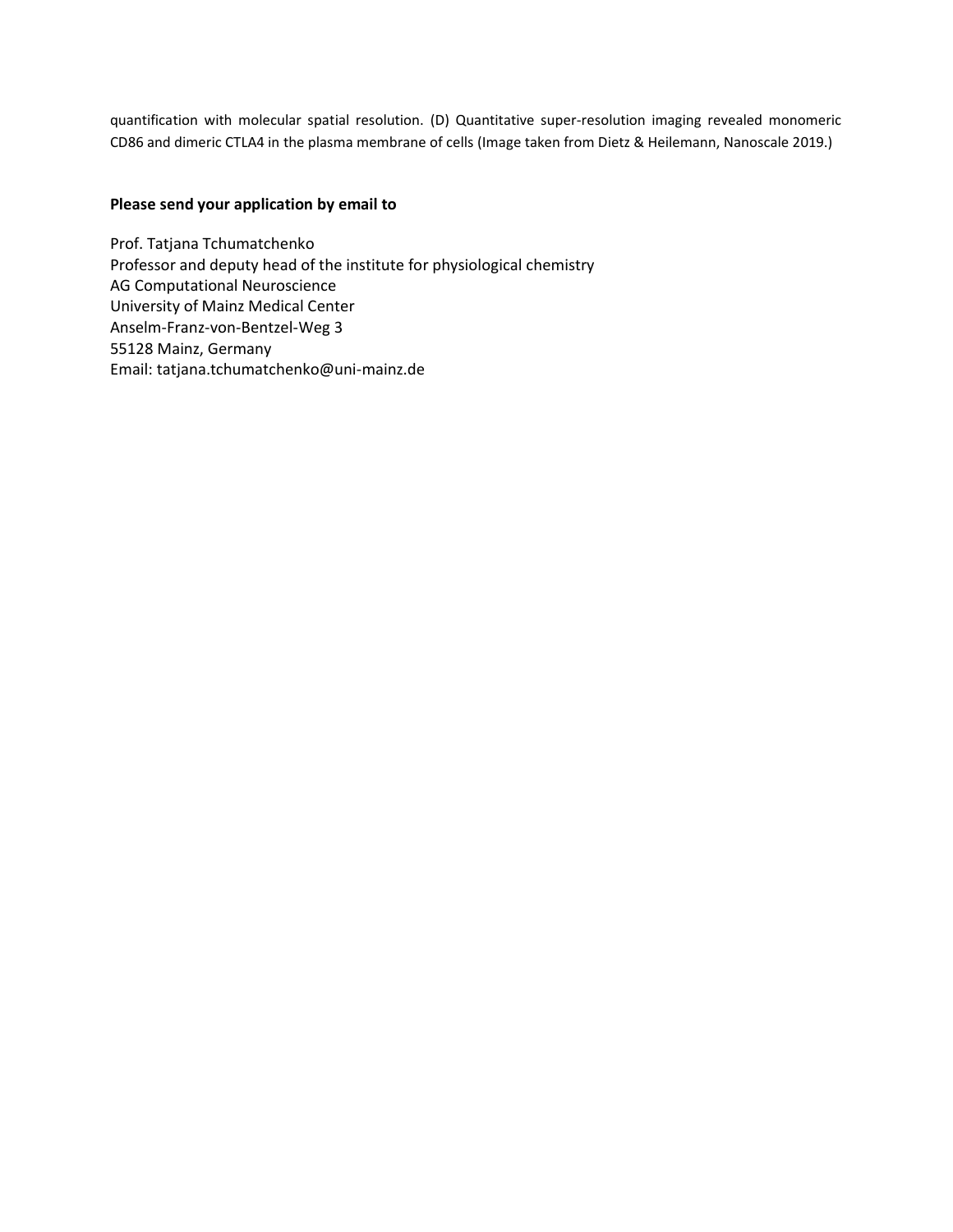quantification with molecular spatial resolution. (D) Quantitative super-resolution imaging revealed monomeric CD86 and dimeric CTLA4 in the plasma membrane of cells (Image taken from Dietz & Heilemann, Nanoscale 2019.)

**Please send your application by email to**

Prof. Tatjana Tchumatchenko
Professor and deputy head of the institute for physiological chemistry
AG Computational Neuroscience
University of Mainz Medical Center
Anselm-Franz-von-Bentzel-Weg 3
55128 Mainz, Germany
Email: tatjana.tchumatchenko@uni-mainz.de